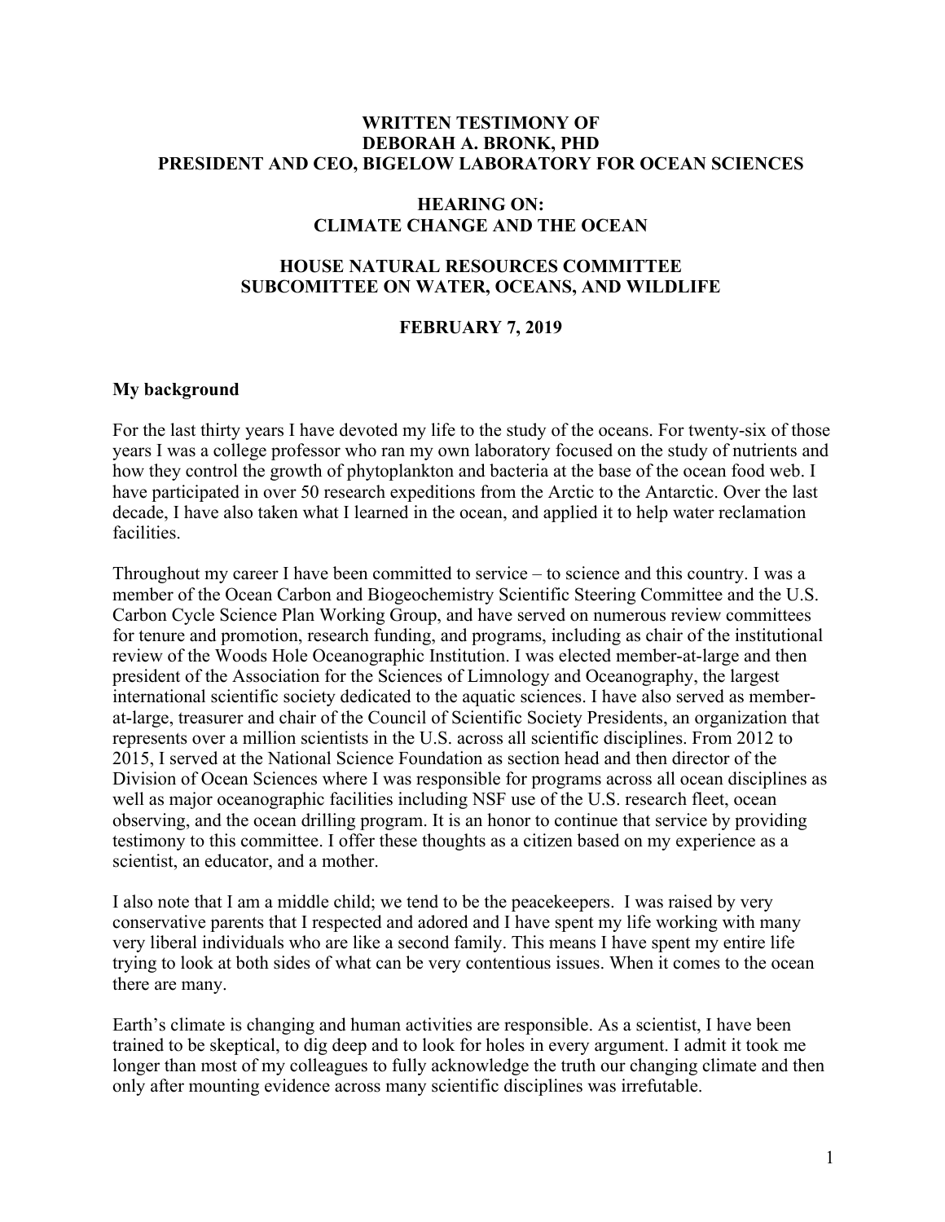**WRITTEN TESTIMONY OF**
**DEBORAH A. BRONK, PHD**
**PRESIDENT AND CEO, BIGELOW LABORATORY FOR OCEAN SCIENCES**

**HEARING ON:**
**CLIMATE CHANGE AND THE OCEAN**

**HOUSE NATURAL RESOURCES COMMITTEE**
**SUBCOMITTEE ON WATER, OCEANS, AND WILDLIFE**

**FEBRUARY 7, 2019**

## My background

For the last thirty years I have devoted my life to the study of the oceans. For twenty-six of those years I was a college professor who ran my own laboratory focused on the study of nutrients and how they control the growth of phytoplankton and bacteria at the base of the ocean food web. I have participated in over 50 research expeditions from the Arctic to the Antarctic. Over the last decade, I have also taken what I learned in the ocean, and applied it to help water reclamation facilities.

Throughout my career I have been committed to service – to science and this country. I was a member of the Ocean Carbon and Biogeochemistry Scientific Steering Committee and the U.S. Carbon Cycle Science Plan Working Group, and have served on numerous review committees for tenure and promotion, research funding, and programs, including as chair of the institutional review of the Woods Hole Oceanographic Institution. I was elected member-at-large and then president of the Association for the Sciences of Limnology and Oceanography, the largest international scientific society dedicated to the aquatic sciences. I have also served as member-at-large, treasurer and chair of the Council of Scientific Society Presidents, an organization that represents over a million scientists in the U.S. across all scientific disciplines. From 2012 to 2015, I served at the National Science Foundation as section head and then director of the Division of Ocean Sciences where I was responsible for programs across all ocean disciplines as well as major oceanographic facilities including NSF use of the U.S. research fleet, ocean observing, and the ocean drilling program. It is an honor to continue that service by providing testimony to this committee. I offer these thoughts as a citizen based on my experience as a scientist, an educator, and a mother.

I also note that I am a middle child; we tend to be the peacekeepers. I was raised by very conservative parents that I respected and adored and I have spent my life working with many very liberal individuals who are like a second family. This means I have spent my entire life trying to look at both sides of what can be very contentious issues. When it comes to the ocean there are many.

Earth's climate is changing and human activities are responsible. As a scientist, I have been trained to be skeptical, to dig deep and to look for holes in every argument. I admit it took me longer than most of my colleagues to fully acknowledge the truth our changing climate and then only after mounting evidence across many scientific disciplines was irrefutable.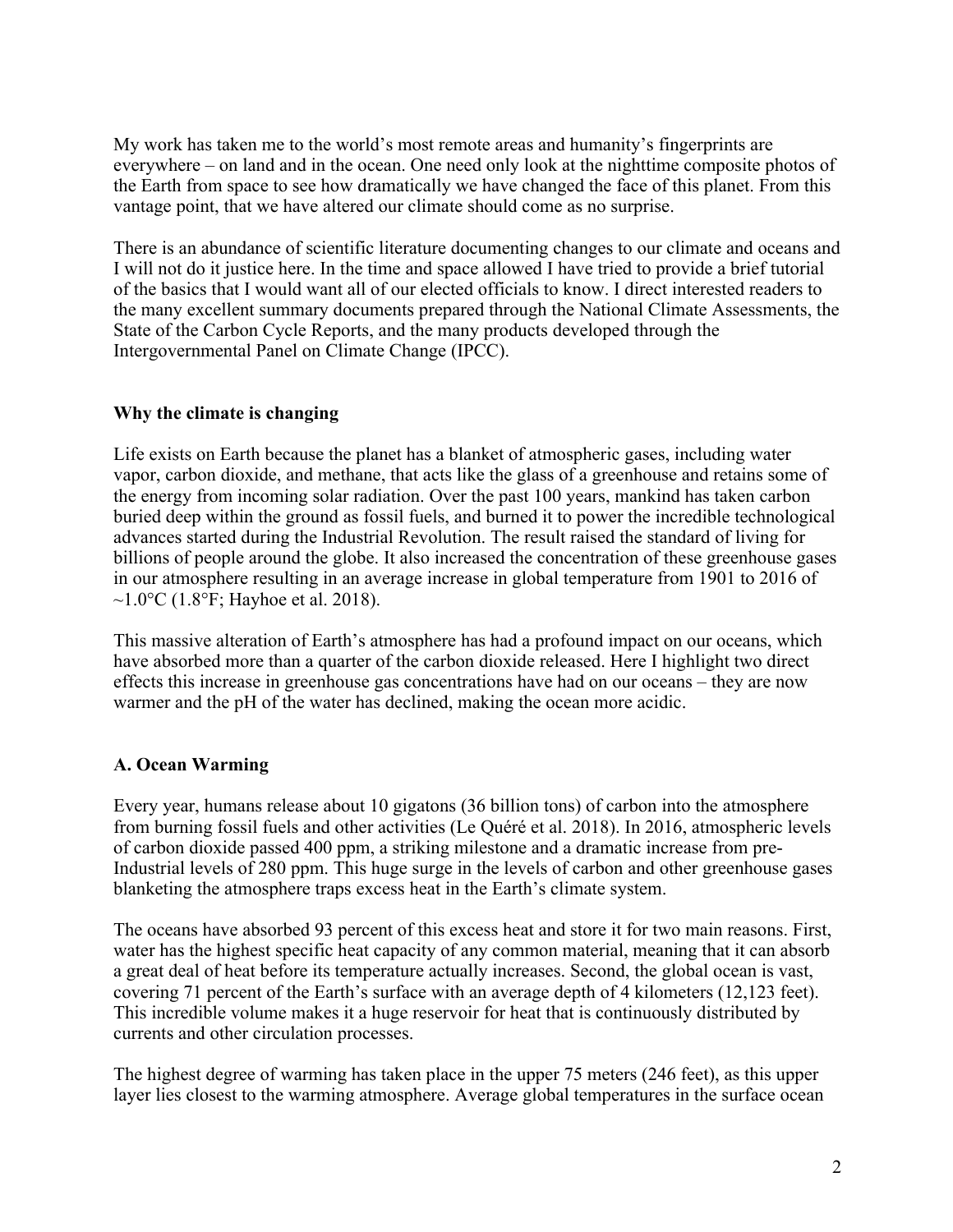My work has taken me to the world's most remote areas and humanity's fingerprints are everywhere – on land and in the ocean. One need only look at the nighttime composite photos of the Earth from space to see how dramatically we have changed the face of this planet. From this vantage point, that we have altered our climate should come as no surprise.

There is an abundance of scientific literature documenting changes to our climate and oceans and I will not do it justice here. In the time and space allowed I have tried to provide a brief tutorial of the basics that I would want all of our elected officials to know. I direct interested readers to the many excellent summary documents prepared through the National Climate Assessments, the State of the Carbon Cycle Reports, and the many products developed through the Intergovernmental Panel on Climate Change (IPCC).

## Why the climate is changing

Life exists on Earth because the planet has a blanket of atmospheric gases, including water vapor, carbon dioxide, and methane, that acts like the glass of a greenhouse and retains some of the energy from incoming solar radiation. Over the past 100 years, mankind has taken carbon buried deep within the ground as fossil fuels, and burned it to power the incredible technological advances started during the Industrial Revolution. The result raised the standard of living for billions of people around the globe. It also increased the concentration of these greenhouse gases in our atmosphere resulting in an average increase in global temperature from 1901 to 2016 of ~1.0°C (1.8°F; Hayhoe et al. 2018).

This massive alteration of Earth's atmosphere has had a profound impact on our oceans, which have absorbed more than a quarter of the carbon dioxide released. Here I highlight two direct effects this increase in greenhouse gas concentrations have had on our oceans – they are now warmer and the pH of the water has declined, making the ocean more acidic.

### A. Ocean Warming

Every year, humans release about 10 gigatons (36 billion tons) of carbon into the atmosphere from burning fossil fuels and other activities (Le Quéré et al. 2018). In 2016, atmospheric levels of carbon dioxide passed 400 ppm, a striking milestone and a dramatic increase from pre-Industrial levels of 280 ppm. This huge surge in the levels of carbon and other greenhouse gases blanketing the atmosphere traps excess heat in the Earth's climate system.

The oceans have absorbed 93 percent of this excess heat and store it for two main reasons. First, water has the highest specific heat capacity of any common material, meaning that it can absorb a great deal of heat before its temperature actually increases. Second, the global ocean is vast, covering 71 percent of the Earth's surface with an average depth of 4 kilometers (12,123 feet). This incredible volume makes it a huge reservoir for heat that is continuously distributed by currents and other circulation processes.

The highest degree of warming has taken place in the upper 75 meters (246 feet), as this upper layer lies closest to the warming atmosphere. Average global temperatures in the surface ocean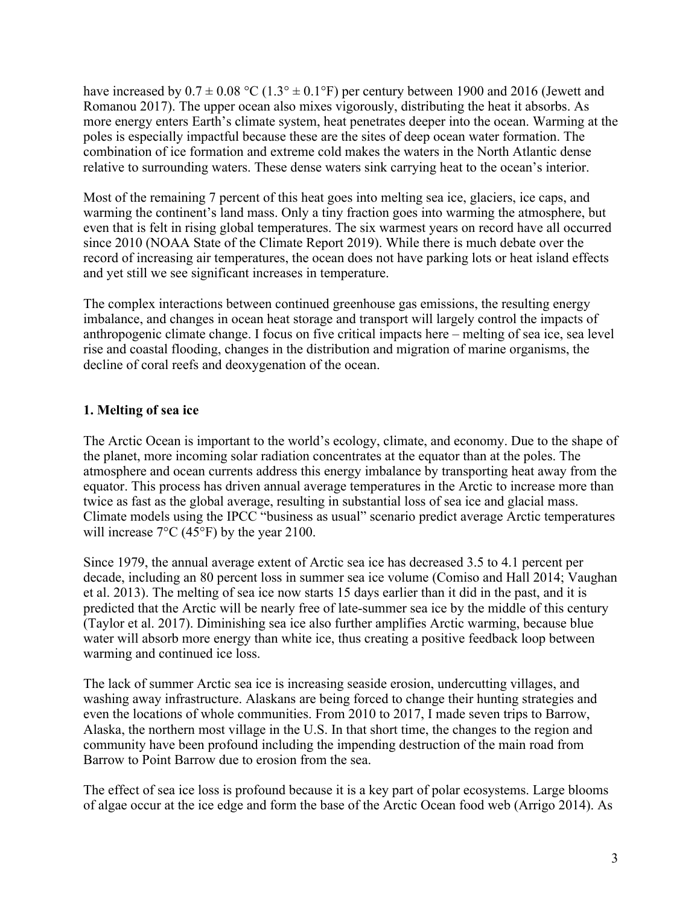have increased by $0.7 \pm 0.08$ °C ($1.3° \pm 0.1$°F) per century between 1900 and 2016 (Jewett and Romanou 2017). The upper ocean also mixes vigorously, distributing the heat it absorbs. As more energy enters Earth's climate system, heat penetrates deeper into the ocean. Warming at the poles is especially impactful because these are the sites of deep ocean water formation. The combination of ice formation and extreme cold makes the waters in the North Atlantic dense relative to surrounding waters. These dense waters sink carrying heat to the ocean's interior.

Most of the remaining 7 percent of this heat goes into melting sea ice, glaciers, ice caps, and warming the continent's land mass. Only a tiny fraction goes into warming the atmosphere, but even that is felt in rising global temperatures. The six warmest years on record have all occurred since 2010 (NOAA State of the Climate Report 2019). While there is much debate over the record of increasing air temperatures, the ocean does not have parking lots or heat island effects and yet still we see significant increases in temperature.

The complex interactions between continued greenhouse gas emissions, the resulting energy imbalance, and changes in ocean heat storage and transport will largely control the impacts of anthropogenic climate change. I focus on five critical impacts here – melting of sea ice, sea level rise and coastal flooding, changes in the distribution and migration of marine organisms, the decline of coral reefs and deoxygenation of the ocean.

## 1. Melting of sea ice

The Arctic Ocean is important to the world's ecology, climate, and economy. Due to the shape of the planet, more incoming solar radiation concentrates at the equator than at the poles. The atmosphere and ocean currents address this energy imbalance by transporting heat away from the equator. This process has driven annual average temperatures in the Arctic to increase more than twice as fast as the global average, resulting in substantial loss of sea ice and glacial mass. Climate models using the IPCC "business as usual" scenario predict average Arctic temperatures will increase 7°C (45°F) by the year 2100.

Since 1979, the annual average extent of Arctic sea ice has decreased 3.5 to 4.1 percent per decade, including an 80 percent loss in summer sea ice volume (Comiso and Hall 2014; Vaughan et al. 2013). The melting of sea ice now starts 15 days earlier than it did in the past, and it is predicted that the Arctic will be nearly free of late-summer sea ice by the middle of this century (Taylor et al. 2017). Diminishing sea ice also further amplifies Arctic warming, because blue water will absorb more energy than white ice, thus creating a positive feedback loop between warming and continued ice loss.

The lack of summer Arctic sea ice is increasing seaside erosion, undercutting villages, and washing away infrastructure. Alaskans are being forced to change their hunting strategies and even the locations of whole communities. From 2010 to 2017, I made seven trips to Barrow, Alaska, the northern most village in the U.S. In that short time, the changes to the region and community have been profound including the impending destruction of the main road from Barrow to Point Barrow due to erosion from the sea.

The effect of sea ice loss is profound because it is a key part of polar ecosystems. Large blooms of algae occur at the ice edge and form the base of the Arctic Ocean food web (Arrigo 2014). As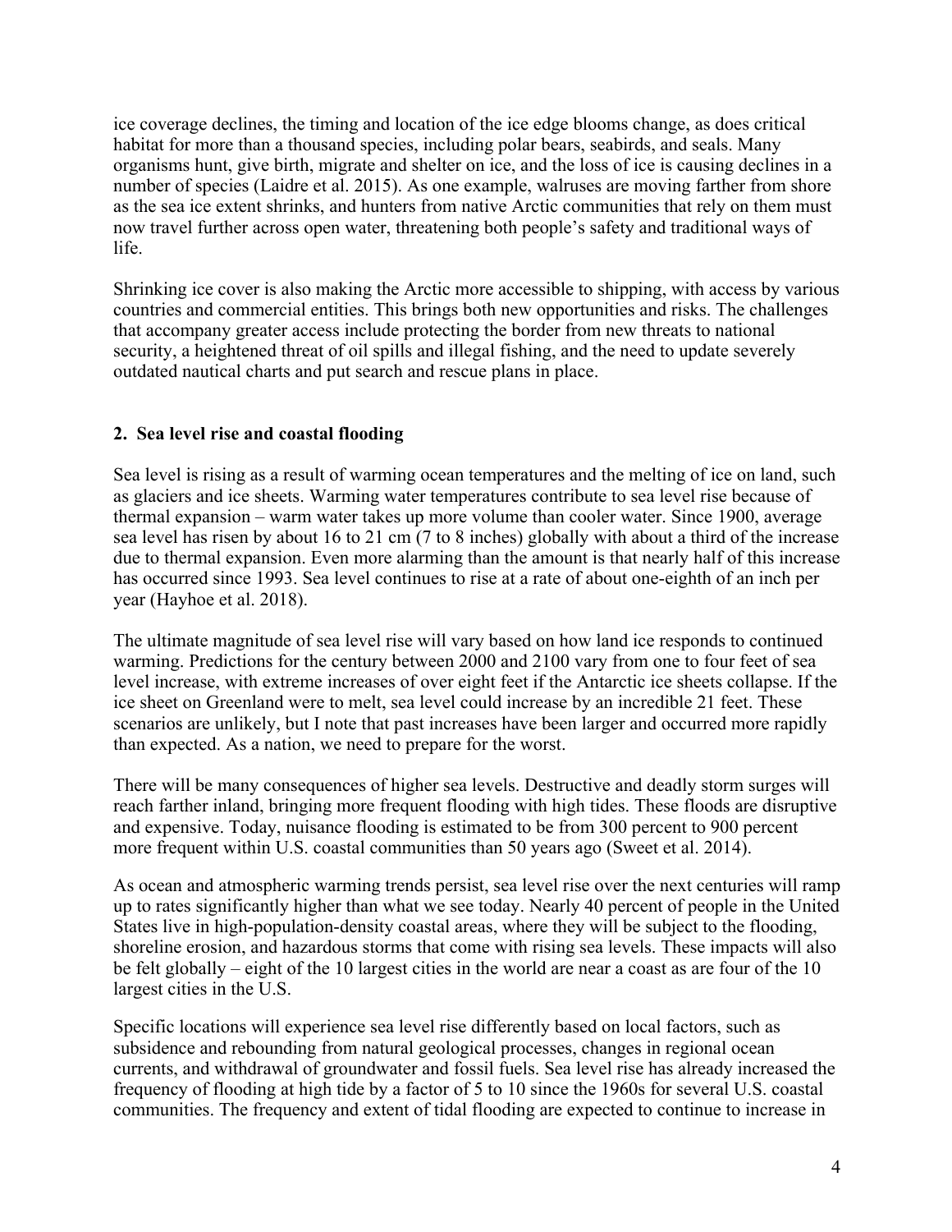ice coverage declines, the timing and location of the ice edge blooms change, as does critical habitat for more than a thousand species, including polar bears, seabirds, and seals. Many organisms hunt, give birth, migrate and shelter on ice, and the loss of ice is causing declines in a number of species (Laidre et al. 2015). As one example, walruses are moving farther from shore as the sea ice extent shrinks, and hunters from native Arctic communities that rely on them must now travel further across open water, threatening both people's safety and traditional ways of life.

Shrinking ice cover is also making the Arctic more accessible to shipping, with access by various countries and commercial entities. This brings both new opportunities and risks. The challenges that accompany greater access include protecting the border from new threats to national security, a heightened threat of oil spills and illegal fishing, and the need to update severely outdated nautical charts and put search and rescue plans in place.

## 2. Sea level rise and coastal flooding

Sea level is rising as a result of warming ocean temperatures and the melting of ice on land, such as glaciers and ice sheets. Warming water temperatures contribute to sea level rise because of thermal expansion – warm water takes up more volume than cooler water. Since 1900, average sea level has risen by about 16 to 21 cm (7 to 8 inches) globally with about a third of the increase due to thermal expansion. Even more alarming than the amount is that nearly half of this increase has occurred since 1993. Sea level continues to rise at a rate of about one-eighth of an inch per year (Hayhoe et al. 2018).

The ultimate magnitude of sea level rise will vary based on how land ice responds to continued warming. Predictions for the century between 2000 and 2100 vary from one to four feet of sea level increase, with extreme increases of over eight feet if the Antarctic ice sheets collapse. If the ice sheet on Greenland were to melt, sea level could increase by an incredible 21 feet. These scenarios are unlikely, but I note that past increases have been larger and occurred more rapidly than expected. As a nation, we need to prepare for the worst.

There will be many consequences of higher sea levels. Destructive and deadly storm surges will reach farther inland, bringing more frequent flooding with high tides. These floods are disruptive and expensive. Today, nuisance flooding is estimated to be from 300 percent to 900 percent more frequent within U.S. coastal communities than 50 years ago (Sweet et al. 2014).

As ocean and atmospheric warming trends persist, sea level rise over the next centuries will ramp up to rates significantly higher than what we see today. Nearly 40 percent of people in the United States live in high-population-density coastal areas, where they will be subject to the flooding, shoreline erosion, and hazardous storms that come with rising sea levels. These impacts will also be felt globally – eight of the 10 largest cities in the world are near a coast as are four of the 10 largest cities in the U.S.

Specific locations will experience sea level rise differently based on local factors, such as subsidence and rebounding from natural geological processes, changes in regional ocean currents, and withdrawal of groundwater and fossil fuels. Sea level rise has already increased the frequency of flooding at high tide by a factor of 5 to 10 since the 1960s for several U.S. coastal communities. The frequency and extent of tidal flooding are expected to continue to increase in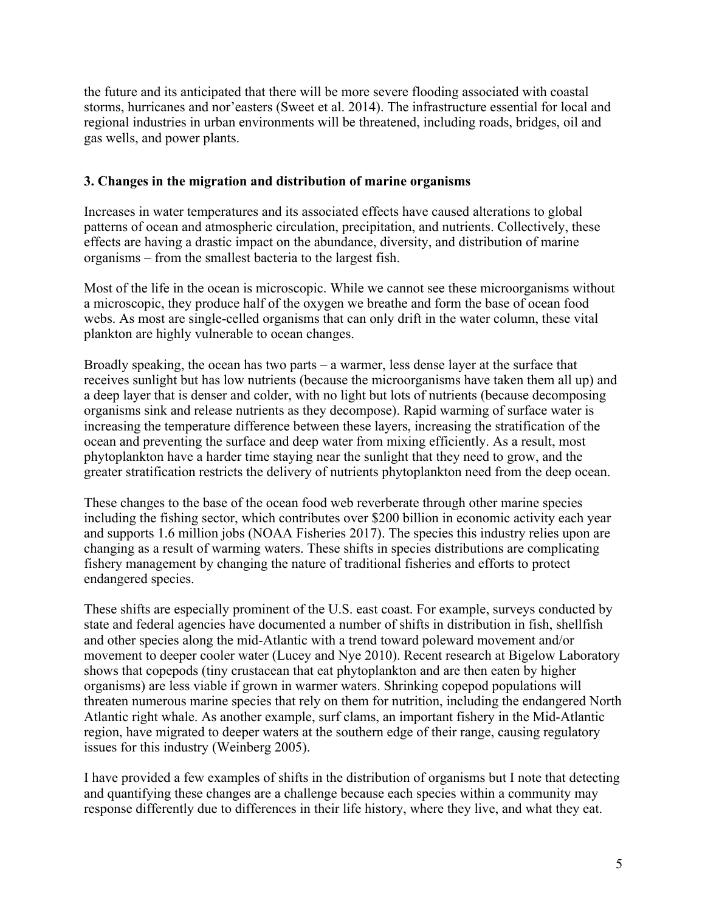the future and its anticipated that there will be more severe flooding associated with coastal storms, hurricanes and nor'easters (Sweet et al. 2014). The infrastructure essential for local and regional industries in urban environments will be threatened, including roads, bridges, oil and gas wells, and power plants.

### 3. Changes in the migration and distribution of marine organisms

Increases in water temperatures and its associated effects have caused alterations to global patterns of ocean and atmospheric circulation, precipitation, and nutrients. Collectively, these effects are having a drastic impact on the abundance, diversity, and distribution of marine organisms – from the smallest bacteria to the largest fish.

Most of the life in the ocean is microscopic. While we cannot see these microorganisms without a microscopic, they produce half of the oxygen we breathe and form the base of ocean food webs. As most are single-celled organisms that can only drift in the water column, these vital plankton are highly vulnerable to ocean changes.

Broadly speaking, the ocean has two parts – a warmer, less dense layer at the surface that receives sunlight but has low nutrients (because the microorganisms have taken them all up) and a deep layer that is denser and colder, with no light but lots of nutrients (because decomposing organisms sink and release nutrients as they decompose). Rapid warming of surface water is increasing the temperature difference between these layers, increasing the stratification of the ocean and preventing the surface and deep water from mixing efficiently. As a result, most phytoplankton have a harder time staying near the sunlight that they need to grow, and the greater stratification restricts the delivery of nutrients phytoplankton need from the deep ocean.

These changes to the base of the ocean food web reverberate through other marine species including the fishing sector, which contributes over $200 billion in economic activity each year and supports 1.6 million jobs (NOAA Fisheries 2017). The species this industry relies upon are changing as a result of warming waters. These shifts in species distributions are complicating fishery management by changing the nature of traditional fisheries and efforts to protect endangered species.

These shifts are especially prominent of the U.S. east coast. For example, surveys conducted by state and federal agencies have documented a number of shifts in distribution in fish, shellfish and other species along the mid-Atlantic with a trend toward poleward movement and/or movement to deeper cooler water (Lucey and Nye 2010). Recent research at Bigelow Laboratory shows that copepods (tiny crustacean that eat phytoplankton and are then eaten by higher organisms) are less viable if grown in warmer waters. Shrinking copepod populations will threaten numerous marine species that rely on them for nutrition, including the endangered North Atlantic right whale. As another example, surf clams, an important fishery in the Mid-Atlantic region, have migrated to deeper waters at the southern edge of their range, causing regulatory issues for this industry (Weinberg 2005).

I have provided a few examples of shifts in the distribution of organisms but I note that detecting and quantifying these changes are a challenge because each species within a community may response differently due to differences in their life history, where they live, and what they eat.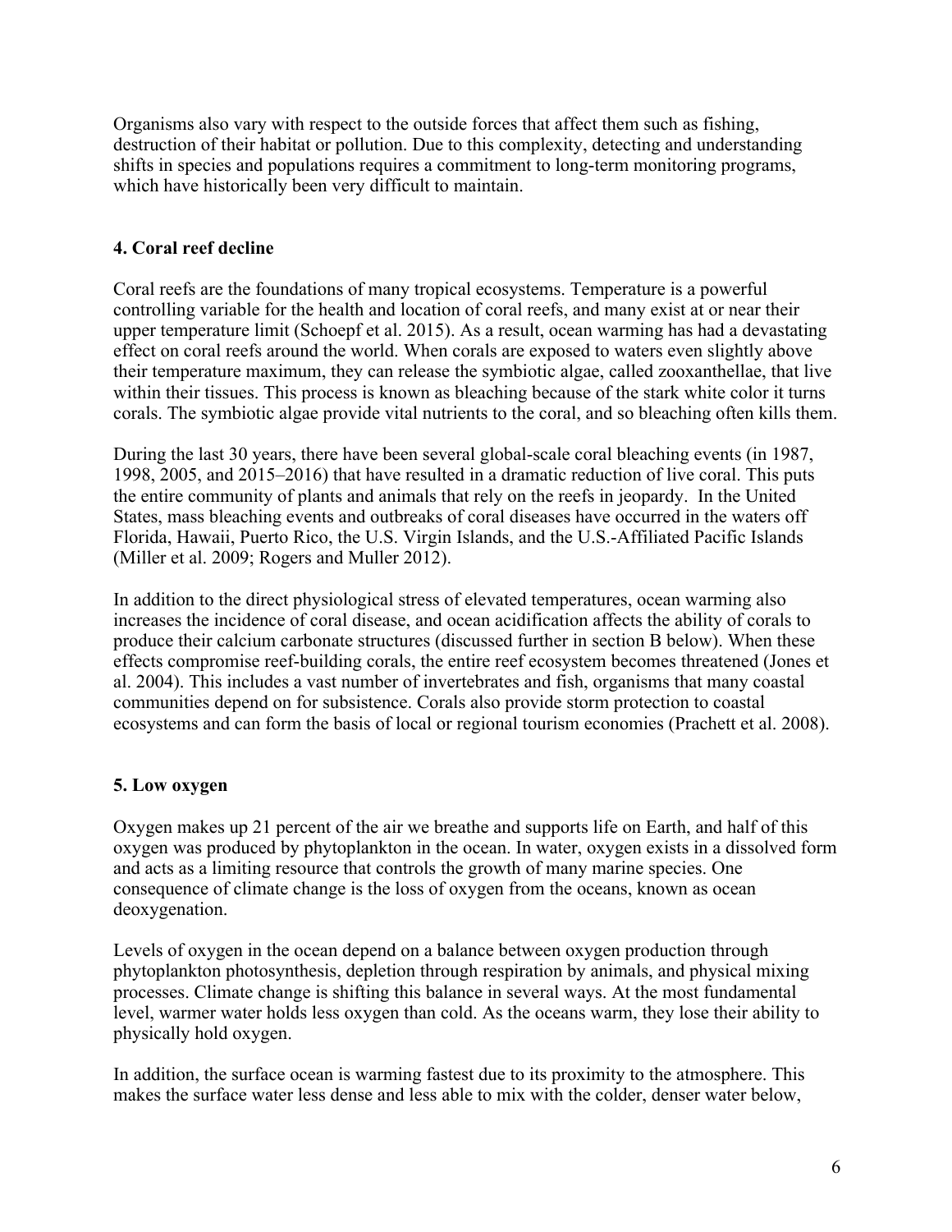Organisms also vary with respect to the outside forces that affect them such as fishing, destruction of their habitat or pollution. Due to this complexity, detecting and understanding shifts in species and populations requires a commitment to long-term monitoring programs, which have historically been very difficult to maintain.

### 4. Coral reef decline

Coral reefs are the foundations of many tropical ecosystems. Temperature is a powerful controlling variable for the health and location of coral reefs, and many exist at or near their upper temperature limit (Schoepf et al. 2015). As a result, ocean warming has had a devastating effect on coral reefs around the world. When corals are exposed to waters even slightly above their temperature maximum, they can release the symbiotic algae, called zooxanthellae, that live within their tissues. This process is known as bleaching because of the stark white color it turns corals. The symbiotic algae provide vital nutrients to the coral, and so bleaching often kills them.

During the last 30 years, there have been several global-scale coral bleaching events (in 1987, 1998, 2005, and 2015–2016) that have resulted in a dramatic reduction of live coral. This puts the entire community of plants and animals that rely on the reefs in jeopardy. In the United States, mass bleaching events and outbreaks of coral diseases have occurred in the waters off Florida, Hawaii, Puerto Rico, the U.S. Virgin Islands, and the U.S.-Affiliated Pacific Islands (Miller et al. 2009; Rogers and Muller 2012).

In addition to the direct physiological stress of elevated temperatures, ocean warming also increases the incidence of coral disease, and ocean acidification affects the ability of corals to produce their calcium carbonate structures (discussed further in section B below). When these effects compromise reef-building corals, the entire reef ecosystem becomes threatened (Jones et al. 2004). This includes a vast number of invertebrates and fish, organisms that many coastal communities depend on for subsistence. Corals also provide storm protection to coastal ecosystems and can form the basis of local or regional tourism economies (Prachett et al. 2008).

### 5. Low oxygen

Oxygen makes up 21 percent of the air we breathe and supports life on Earth, and half of this oxygen was produced by phytoplankton in the ocean. In water, oxygen exists in a dissolved form and acts as a limiting resource that controls the growth of many marine species. One consequence of climate change is the loss of oxygen from the oceans, known as ocean deoxygenation.

Levels of oxygen in the ocean depend on a balance between oxygen production through phytoplankton photosynthesis, depletion through respiration by animals, and physical mixing processes. Climate change is shifting this balance in several ways. At the most fundamental level, warmer water holds less oxygen than cold. As the oceans warm, they lose their ability to physically hold oxygen.

In addition, the surface ocean is warming fastest due to its proximity to the atmosphere. This makes the surface water less dense and less able to mix with the colder, denser water below,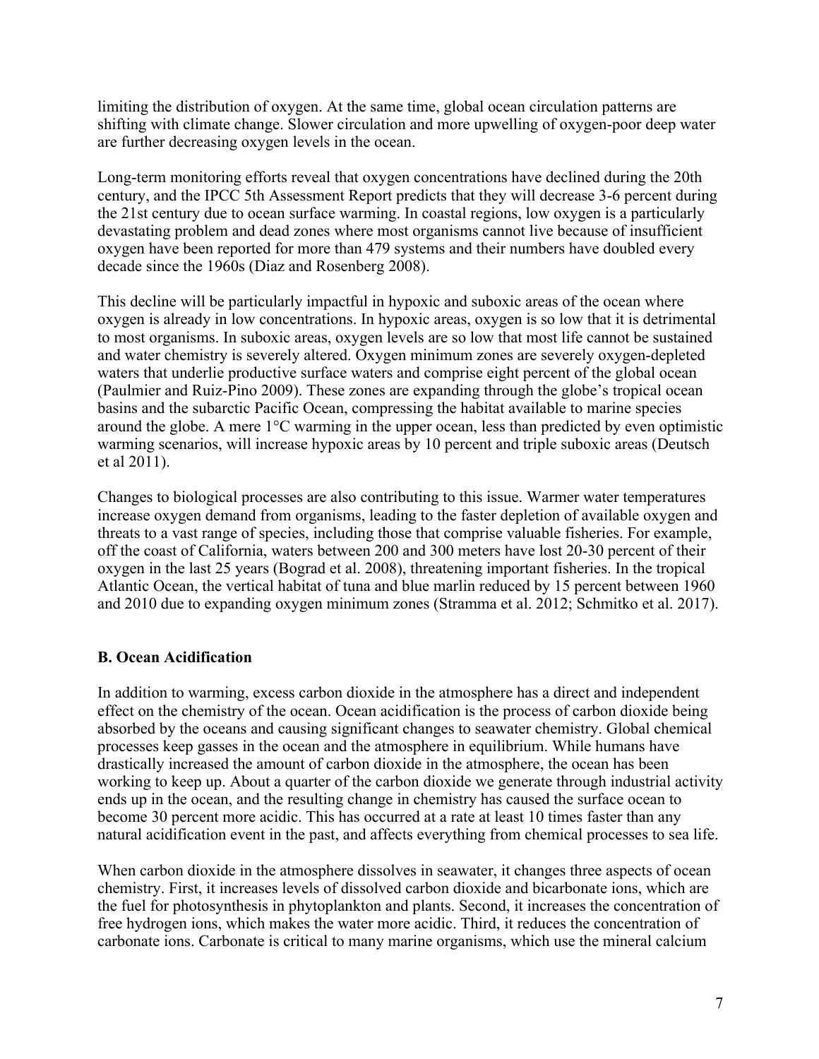limiting the distribution of oxygen. At the same time, global ocean circulation patterns are shifting with climate change. Slower circulation and more upwelling of oxygen-poor deep water are further decreasing oxygen levels in the ocean.

Long-term monitoring efforts reveal that oxygen concentrations have declined during the 20th century, and the IPCC 5th Assessment Report predicts that they will decrease 3-6 percent during the 21st century due to ocean surface warming. In coastal regions, low oxygen is a particularly devastating problem and dead zones where most organisms cannot live because of insufficient oxygen have been reported for more than 479 systems and their numbers have doubled every decade since the 1960s (Diaz and Rosenberg 2008).

This decline will be particularly impactful in hypoxic and suboxic areas of the ocean where oxygen is already in low concentrations. In hypoxic areas, oxygen is so low that it is detrimental to most organisms. In suboxic areas, oxygen levels are so low that most life cannot be sustained and water chemistry is severely altered. Oxygen minimum zones are severely oxygen-depleted waters that underlie productive surface waters and comprise eight percent of the global ocean (Paulmier and Ruiz-Pino 2009). These zones are expanding through the globe's tropical ocean basins and the subarctic Pacific Ocean, compressing the habitat available to marine species around the globe. A mere 1°C warming in the upper ocean, less than predicted by even optimistic warming scenarios, will increase hypoxic areas by 10 percent and triple suboxic areas (Deutsch et al 2011).

Changes to biological processes are also contributing to this issue. Warmer water temperatures increase oxygen demand from organisms, leading to the faster depletion of available oxygen and threats to a vast range of species, including those that comprise valuable fisheries. For example, off the coast of California, waters between 200 and 300 meters have lost 20-30 percent of their oxygen in the last 25 years (Bograd et al. 2008), threatening important fisheries. In the tropical Atlantic Ocean, the vertical habitat of tuna and blue marlin reduced by 15 percent between 1960 and 2010 due to expanding oxygen minimum zones (Stramma et al. 2012; Schmitko et al. 2017).

### B. Ocean Acidification

In addition to warming, excess carbon dioxide in the atmosphere has a direct and independent effect on the chemistry of the ocean. Ocean acidification is the process of carbon dioxide being absorbed by the oceans and causing significant changes to seawater chemistry. Global chemical processes keep gasses in the ocean and the atmosphere in equilibrium. While humans have drastically increased the amount of carbon dioxide in the atmosphere, the ocean has been working to keep up. About a quarter of the carbon dioxide we generate through industrial activity ends up in the ocean, and the resulting change in chemistry has caused the surface ocean to become 30 percent more acidic. This has occurred at a rate at least 10 times faster than any natural acidification event in the past, and affects everything from chemical processes to sea life.

When carbon dioxide in the atmosphere dissolves in seawater, it changes three aspects of ocean chemistry. First, it increases levels of dissolved carbon dioxide and bicarbonate ions, which are the fuel for photosynthesis in phytoplankton and plants. Second, it increases the concentration of free hydrogen ions, which makes the water more acidic. Third, it reduces the concentration of carbonate ions. Carbonate is critical to many marine organisms, which use the mineral calcium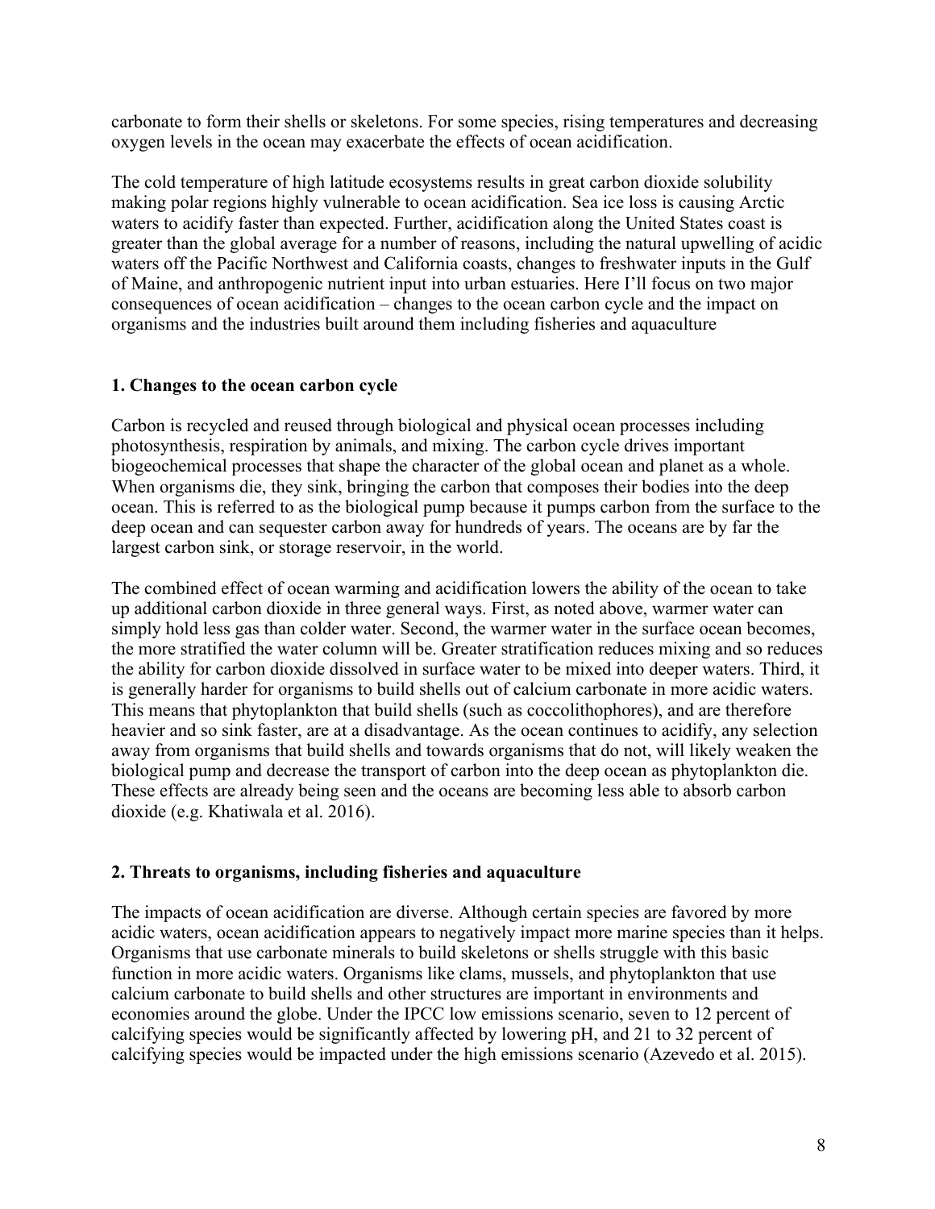carbonate to form their shells or skeletons. For some species, rising temperatures and decreasing oxygen levels in the ocean may exacerbate the effects of ocean acidification.

The cold temperature of high latitude ecosystems results in great carbon dioxide solubility making polar regions highly vulnerable to ocean acidification. Sea ice loss is causing Arctic waters to acidify faster than expected. Further, acidification along the United States coast is greater than the global average for a number of reasons, including the natural upwelling of acidic waters off the Pacific Northwest and California coasts, changes to freshwater inputs in the Gulf of Maine, and anthropogenic nutrient input into urban estuaries. Here I'll focus on two major consequences of ocean acidification – changes to the ocean carbon cycle and the impact on organisms and the industries built around them including fisheries and aquaculture

### 1. Changes to the ocean carbon cycle

Carbon is recycled and reused through biological and physical ocean processes including photosynthesis, respiration by animals, and mixing. The carbon cycle drives important biogeochemical processes that shape the character of the global ocean and planet as a whole. When organisms die, they sink, bringing the carbon that composes their bodies into the deep ocean. This is referred to as the biological pump because it pumps carbon from the surface to the deep ocean and can sequester carbon away for hundreds of years. The oceans are by far the largest carbon sink, or storage reservoir, in the world.

The combined effect of ocean warming and acidification lowers the ability of the ocean to take up additional carbon dioxide in three general ways. First, as noted above, warmer water can simply hold less gas than colder water. Second, the warmer water in the surface ocean becomes, the more stratified the water column will be. Greater stratification reduces mixing and so reduces the ability for carbon dioxide dissolved in surface water to be mixed into deeper waters. Third, it is generally harder for organisms to build shells out of calcium carbonate in more acidic waters. This means that phytoplankton that build shells (such as coccolithophores), and are therefore heavier and so sink faster, are at a disadvantage. As the ocean continues to acidify, any selection away from organisms that build shells and towards organisms that do not, will likely weaken the biological pump and decrease the transport of carbon into the deep ocean as phytoplankton die. These effects are already being seen and the oceans are becoming less able to absorb carbon dioxide (e.g. Khatiwala et al. 2016).

### 2. Threats to organisms, including fisheries and aquaculture

The impacts of ocean acidification are diverse. Although certain species are favored by more acidic waters, ocean acidification appears to negatively impact more marine species than it helps. Organisms that use carbonate minerals to build skeletons or shells struggle with this basic function in more acidic waters. Organisms like clams, mussels, and phytoplankton that use calcium carbonate to build shells and other structures are important in environments and economies around the globe. Under the IPCC low emissions scenario, seven to 12 percent of calcifying species would be significantly affected by lowering pH, and 21 to 32 percent of calcifying species would be impacted under the high emissions scenario (Azevedo et al. 2015).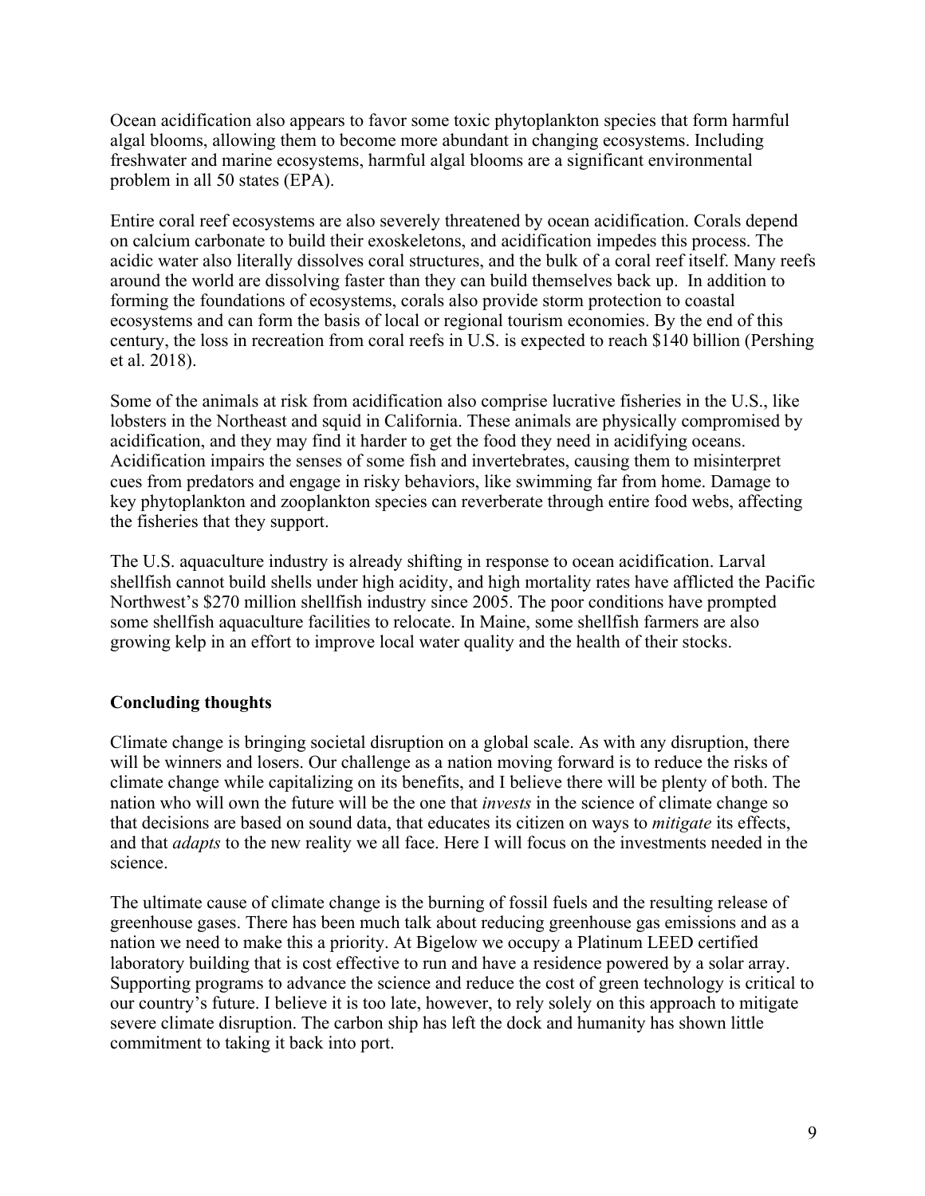Ocean acidification also appears to favor some toxic phytoplankton species that form harmful algal blooms, allowing them to become more abundant in changing ecosystems. Including freshwater and marine ecosystems, harmful algal blooms are a significant environmental problem in all 50 states (EPA).

Entire coral reef ecosystems are also severely threatened by ocean acidification. Corals depend on calcium carbonate to build their exoskeletons, and acidification impedes this process. The acidic water also literally dissolves coral structures, and the bulk of a coral reef itself. Many reefs around the world are dissolving faster than they can build themselves back up. In addition to forming the foundations of ecosystems, corals also provide storm protection to coastal ecosystems and can form the basis of local or regional tourism economies. By the end of this century, the loss in recreation from coral reefs in U.S. is expected to reach $140 billion (Pershing et al. 2018).

Some of the animals at risk from acidification also comprise lucrative fisheries in the U.S., like lobsters in the Northeast and squid in California. These animals are physically compromised by acidification, and they may find it harder to get the food they need in acidifying oceans. Acidification impairs the senses of some fish and invertebrates, causing them to misinterpret cues from predators and engage in risky behaviors, like swimming far from home. Damage to key phytoplankton and zooplankton species can reverberate through entire food webs, affecting the fisheries that they support.

The U.S. aquaculture industry is already shifting in response to ocean acidification. Larval shellfish cannot build shells under high acidity, and high mortality rates have afflicted the Pacific Northwest's $270 million shellfish industry since 2005. The poor conditions have prompted some shellfish aquaculture facilities to relocate. In Maine, some shellfish farmers are also growing kelp in an effort to improve local water quality and the health of their stocks.

**Concluding thoughts**

Climate change is bringing societal disruption on a global scale. As with any disruption, there will be winners and losers. Our challenge as a nation moving forward is to reduce the risks of climate change while capitalizing on its benefits, and I believe there will be plenty of both. The nation who will own the future will be the one that *invests* in the science of climate change so that decisions are based on sound data, that educates its citizen on ways to *mitigate* its effects, and that *adapts* to the new reality we all face. Here I will focus on the investments needed in the science.

The ultimate cause of climate change is the burning of fossil fuels and the resulting release of greenhouse gases. There has been much talk about reducing greenhouse gas emissions and as a nation we need to make this a priority. At Bigelow we occupy a Platinum LEED certified laboratory building that is cost effective to run and have a residence powered by a solar array. Supporting programs to advance the science and reduce the cost of green technology is critical to our country's future. I believe it is too late, however, to rely solely on this approach to mitigate severe climate disruption. The carbon ship has left the dock and humanity has shown little commitment to taking it back into port.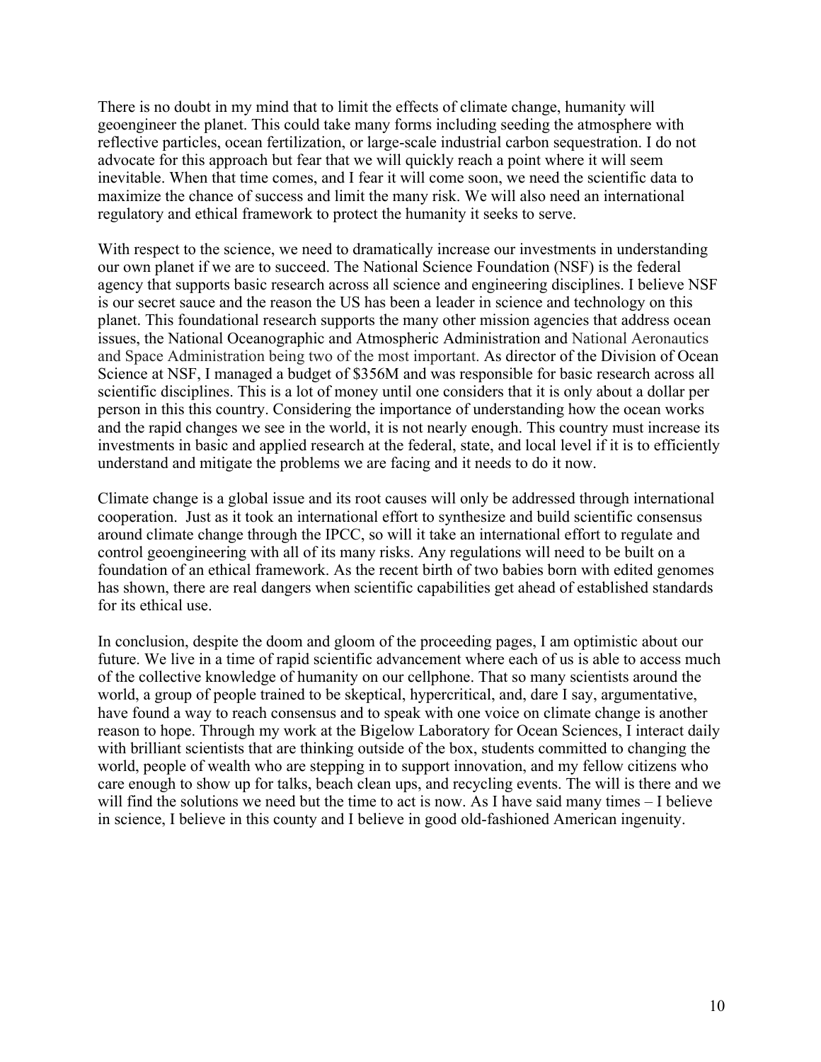There is no doubt in my mind that to limit the effects of climate change, humanity will geoengineer the planet. This could take many forms including seeding the atmosphere with reflective particles, ocean fertilization, or large-scale industrial carbon sequestration. I do not advocate for this approach but fear that we will quickly reach a point where it will seem inevitable. When that time comes, and I fear it will come soon, we need the scientific data to maximize the chance of success and limit the many risk. We will also need an international regulatory and ethical framework to protect the humanity it seeks to serve.

With respect to the science, we need to dramatically increase our investments in understanding our own planet if we are to succeed. The National Science Foundation (NSF) is the federal agency that supports basic research across all science and engineering disciplines. I believe NSF is our secret sauce and the reason the US has been a leader in science and technology on this planet. This foundational research supports the many other mission agencies that address ocean issues, the National Oceanographic and Atmospheric Administration and National Aeronautics and Space Administration being two of the most important. As director of the Division of Ocean Science at NSF, I managed a budget of $356M and was responsible for basic research across all scientific disciplines. This is a lot of money until one considers that it is only about a dollar per person in this this country. Considering the importance of understanding how the ocean works and the rapid changes we see in the world, it is not nearly enough. This country must increase its investments in basic and applied research at the federal, state, and local level if it is to efficiently understand and mitigate the problems we are facing and it needs to do it now.

Climate change is a global issue and its root causes will only be addressed through international cooperation. Just as it took an international effort to synthesize and build scientific consensus around climate change through the IPCC, so will it take an international effort to regulate and control geoengineering with all of its many risks. Any regulations will need to be built on a foundation of an ethical framework. As the recent birth of two babies born with edited genomes has shown, there are real dangers when scientific capabilities get ahead of established standards for its ethical use.

In conclusion, despite the doom and gloom of the proceeding pages, I am optimistic about our future. We live in a time of rapid scientific advancement where each of us is able to access much of the collective knowledge of humanity on our cellphone. That so many scientists around the world, a group of people trained to be skeptical, hypercritical, and, dare I say, argumentative, have found a way to reach consensus and to speak with one voice on climate change is another reason to hope. Through my work at the Bigelow Laboratory for Ocean Sciences, I interact daily with brilliant scientists that are thinking outside of the box, students committed to changing the world, people of wealth who are stepping in to support innovation, and my fellow citizens who care enough to show up for talks, beach clean ups, and recycling events. The will is there and we will find the solutions we need but the time to act is now. As I have said many times – I believe in science, I believe in this county and I believe in good old-fashioned American ingenuity.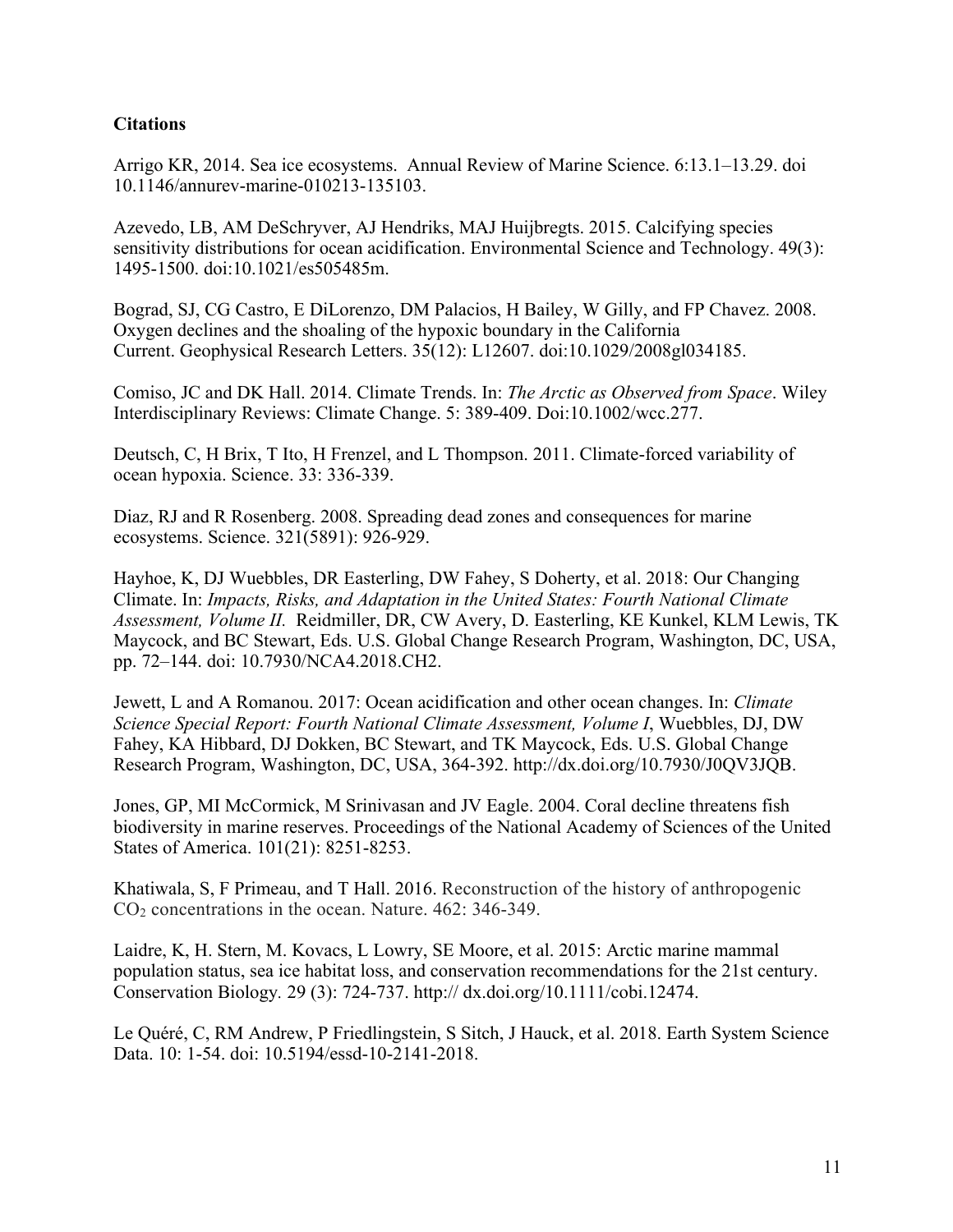**Citations**

Arrigo KR, 2014. Sea ice ecosystems. Annual Review of Marine Science. 6:13.1–13.29. doi 10.1146/annurev-marine-010213-135103.

Azevedo, LB, AM DeSchryver, AJ Hendriks, MAJ Huijbregts. 2015. Calcifying species sensitivity distributions for ocean acidification. Environmental Science and Technology. 49(3): 1495-1500. doi:10.1021/es505485m.

Bograd, SJ, CG Castro, E DiLorenzo, DM Palacios, H Bailey, W Gilly, and FP Chavez. 2008. Oxygen declines and the shoaling of the hypoxic boundary in the California Current. Geophysical Research Letters. 35(12): L12607. doi:10.1029/2008gl034185.

Comiso, JC and DK Hall. 2014. Climate Trends. In: *The Arctic as Observed from Space*. Wiley Interdisciplinary Reviews: Climate Change. 5: 389-409. Doi:10.1002/wcc.277.

Deutsch, C, H Brix, T Ito, H Frenzel, and L Thompson. 2011. Climate-forced variability of ocean hypoxia. Science. 33: 336-339.

Diaz, RJ and R Rosenberg. 2008. Spreading dead zones and consequences for marine ecosystems. Science. 321(5891): 926-929.

Hayhoe, K, DJ Wuebbles, DR Easterling, DW Fahey, S Doherty, et al. 2018: Our Changing Climate. In: *Impacts, Risks, and Adaptation in the United States: Fourth National Climate Assessment, Volume II.* Reidmiller, DR, CW Avery, D. Easterling, KE Kunkel, KLM Lewis, TK Maycock, and BC Stewart, Eds. U.S. Global Change Research Program, Washington, DC, USA, pp. 72–144. doi: 10.7930/NCA4.2018.CH2.

Jewett, L and A Romanou. 2017: Ocean acidification and other ocean changes. In: *Climate Science Special Report: Fourth National Climate Assessment, Volume I*, Wuebbles, DJ, DW Fahey, KA Hibbard, DJ Dokken, BC Stewart, and TK Maycock, Eds. U.S. Global Change Research Program, Washington, DC, USA, 364-392. http://dx.doi.org/10.7930/J0QV3JQB.

Jones, GP, MI McCormick, M Srinivasan and JV Eagle. 2004. Coral decline threatens fish biodiversity in marine reserves. Proceedings of the National Academy of Sciences of the United States of America. 101(21): 8251-8253.

Khatiwala, S, F Primeau, and T Hall. 2016. Reconstruction of the history of anthropogenic $CO_2$ concentrations in the ocean. Nature. 462: 346-349.

Laidre, K, H. Stern, M. Kovacs, L Lowry, SE Moore, et al. 2015: Arctic marine mammal population status, sea ice habitat loss, and conservation recommendations for the 21st century. Conservation Biology*.* 29 (3): 724-737. http:// dx.doi.org/10.1111/cobi.12474.

Le Quéré, C, RM Andrew, P Friedlingstein, S Sitch, J Hauck, et al. 2018. Earth System Science Data. 10: 1-54. doi: 10.5194/essd-10-2141-2018.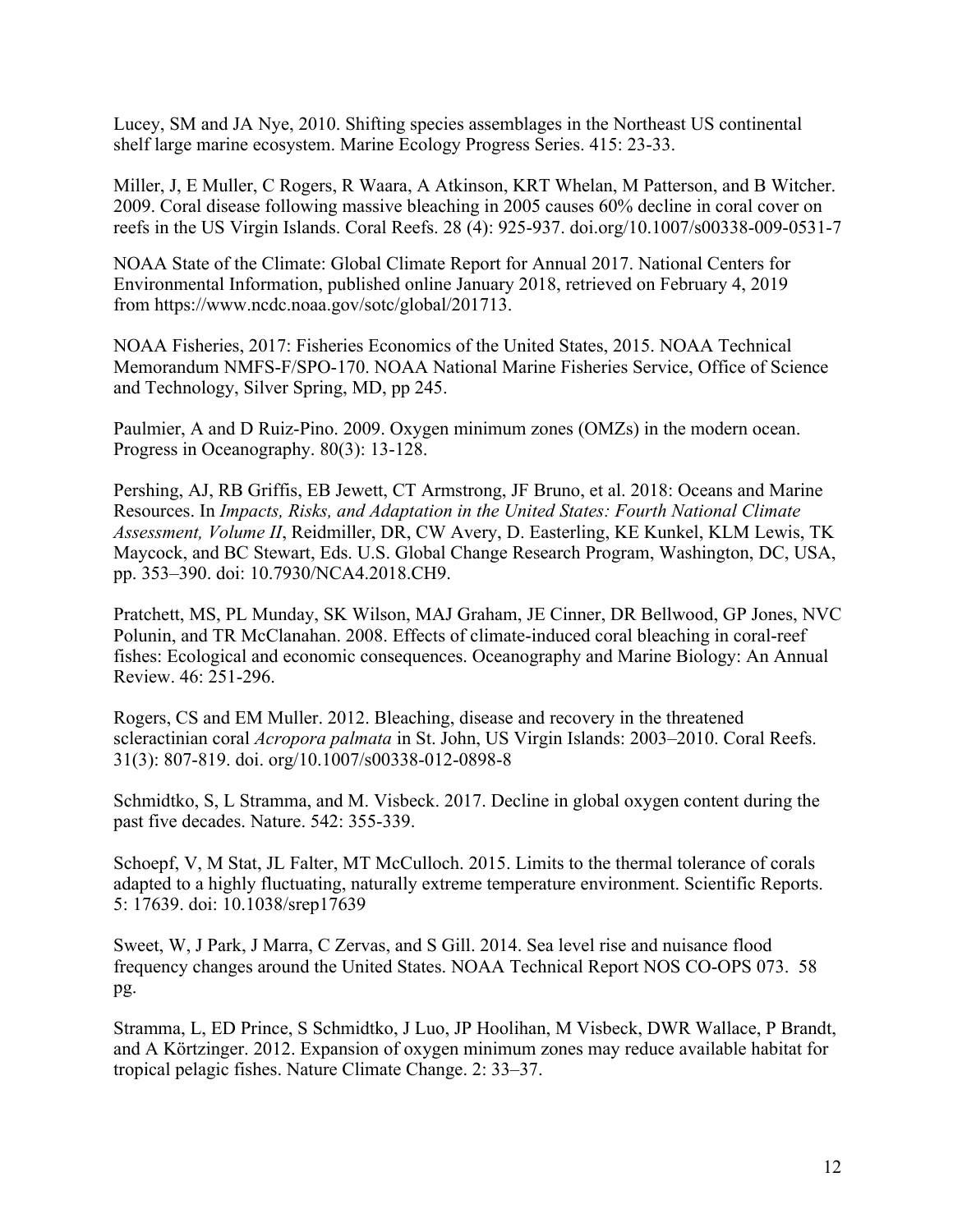Lucey, SM and JA Nye, 2010. Shifting species assemblages in the Northeast US continental shelf large marine ecosystem. Marine Ecology Progress Series. 415: 23-33.

Miller, J, E Muller, C Rogers, R Waara, A Atkinson, KRT Whelan, M Patterson, and B Witcher. 2009. Coral disease following massive bleaching in 2005 causes 60% decline in coral cover on reefs in the US Virgin Islands. Coral Reefs. 28 (4): 925-937. doi.org/10.1007/s00338-009-0531-7

NOAA State of the Climate: Global Climate Report for Annual 2017. National Centers for Environmental Information, published online January 2018, retrieved on February 4, 2019 from https://www.ncdc.noaa.gov/sotc/global/201713.

NOAA Fisheries, 2017: Fisheries Economics of the United States, 2015. NOAA Technical Memorandum NMFS-F/SPO-170. NOAA National Marine Fisheries Service, Office of Science and Technology, Silver Spring, MD, pp 245.

Paulmier, A and D Ruiz-Pino. 2009. Oxygen minimum zones (OMZs) in the modern ocean. Progress in Oceanography. 80(3): 13-128.

Pershing, AJ, RB Griffis, EB Jewett, CT Armstrong, JF Bruno, et al. 2018: Oceans and Marine Resources. In *Impacts, Risks, and Adaptation in the United States: Fourth National Climate Assessment, Volume II*, Reidmiller, DR, CW Avery, D. Easterling, KE Kunkel, KLM Lewis, TK Maycock, and BC Stewart, Eds. U.S. Global Change Research Program, Washington, DC, USA, pp. 353–390. doi: 10.7930/NCA4.2018.CH9.

Pratchett, MS, PL Munday, SK Wilson, MAJ Graham, JE Cinner, DR Bellwood, GP Jones, NVC Polunin, and TR McClanahan. 2008. Effects of climate-induced coral bleaching in coral-reef fishes: Ecological and economic consequences. Oceanography and Marine Biology: An Annual Review. 46: 251-296.

Rogers, CS and EM Muller. 2012. Bleaching, disease and recovery in the threatened scleractinian coral *Acropora palmata* in St. John, US Virgin Islands: 2003–2010. Coral Reefs. 31(3): 807-819. doi. org/10.1007/s00338-012-0898-8

Schmidtko, S, L Stramma, and M. Visbeck. 2017. Decline in global oxygen content during the past five decades. Nature. 542: 355-339.

Schoepf, V, M Stat, JL Falter, MT McCulloch. 2015. Limits to the thermal tolerance of corals adapted to a highly fluctuating, naturally extreme temperature environment. Scientific Reports. 5: 17639. doi: 10.1038/srep17639

Sweet, W, J Park, J Marra, C Zervas, and S Gill. 2014. Sea level rise and nuisance flood frequency changes around the United States. NOAA Technical Report NOS CO-OPS 073. 58 pg.

Stramma, L, ED Prince, S Schmidtko, J Luo, JP Hoolihan, M Visbeck, DWR Wallace, P Brandt, and A Körtzinger. 2012. Expansion of oxygen minimum zones may reduce available habitat for tropical pelagic fishes. Nature Climate Change. 2: 33–37.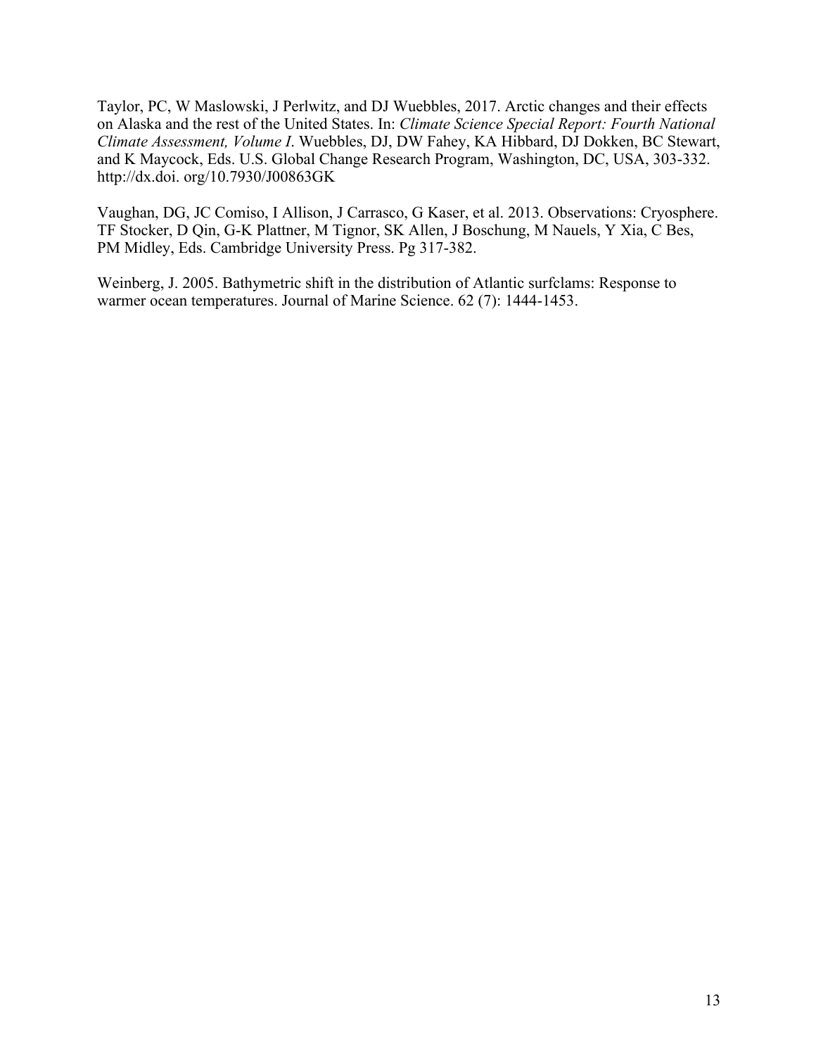Taylor, PC, W Maslowski, J Perlwitz, and DJ Wuebbles, 2017. Arctic changes and their effects on Alaska and the rest of the United States. In: *Climate Science Special Report: Fourth National Climate Assessment, Volume I*. Wuebbles, DJ, DW Fahey, KA Hibbard, DJ Dokken, BC Stewart, and K Maycock, Eds. U.S. Global Change Research Program, Washington, DC, USA, 303-332. http://dx.doi. org/10.7930/J00863GK

Vaughan, DG, JC Comiso, I Allison, J Carrasco, G Kaser, et al. 2013. Observations: Cryosphere. TF Stocker, D Qin, G-K Plattner, M Tignor, SK Allen, J Boschung, M Nauels, Y Xia, C Bes, PM Midley, Eds. Cambridge University Press. Pg 317-382.

Weinberg, J. 2005. Bathymetric shift in the distribution of Atlantic surfclams: Response to warmer ocean temperatures. Journal of Marine Science. 62 (7): 1444-1453.